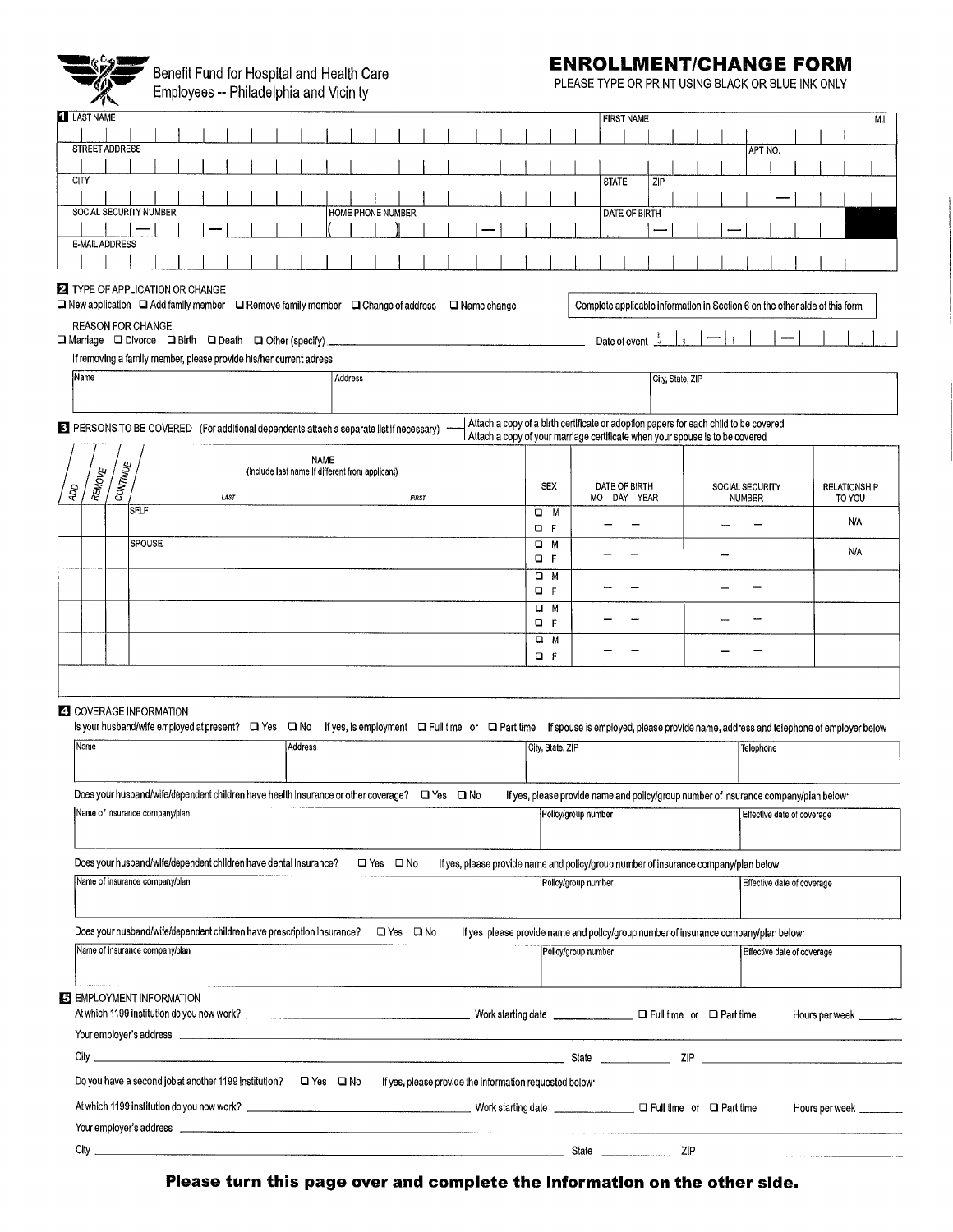Benefit Fund for Hospital and Health Care Employees -- Philadelphia and Vicinity

# ENROLLMENT/CHANGE FORM

PLEASE TYPE OR PRINT USING BLACK OR BLUE INK ONLY

## 1

| LAST NAME | FIRST NAME | M.I |
|---|---|---|
| | | |

| STREET ADDRESS | APT NO. |
|---|---|
| | |

| CITY | STATE | ZIP |
|---|---|---|
| | | — |

| SOCIAL SECURITY NUMBER | HOME PHONE NUMBER | DATE OF BIRTH |
|---|---|---|
| — — | ( ) — | — — |

| E-MAIL ADDRESS |
|---|
| |

## 2 TYPE OF APPLICATION OR CHANGE

☐ New application ☐ Add family member ☐ Remove family member ☐ Change of address ☐ Name change

Complete applicable information in Section 6 on the other side of this form

REASON FOR CHANGE

☐ Marriage ☐ Divorce ☐ Birth ☐ Death ☐ Other (specify) ______________________ Date of event ___ — ___ — ______

If removing a family member, please provide his/her current adress

| Name | Address | City, State, ZIP |
|---|---|---|
| | | |

## 3 PERSONS TO BE COVERED (For additional dependents attach a separate list if necessary)

Attach a copy of a birth certificate or adoption papers for each child to be covered
Attach a copy of your marriage certificate when your spouse is to be covered

| ADD | REMOVE | CONTINUE | NAME (Include last name if different from applicant) LAST / FIRST | SEX | DATE OF BIRTH MO DAY YEAR | SOCIAL SECURITY NUMBER | RELATIONSHIP TO YOU |
|---|---|---|---|---|---|---|---|
| | | | SELF | ☐ M ☐ F | — — | — — | N/A |
| | | | SPOUSE | ☐ M ☐ F | — — | — — | N/A |
| | | | | ☐ M ☐ F | — — | — — | |
| | | | | ☐ M ☐ F | — — | — — | |
| | | | | ☐ M ☐ F | — — | — — | |

## 4 COVERAGE INFORMATION

Is your husband/wife employed at present? ☐ Yes ☐ No If yes, is employment ☐ Full time or ☐ Part time If spouse is employed, please provide name, address and telephone of employer below

| Name | Address | City, State, ZIP | Telephone |
|---|---|---|---|
| | | | |

Does your husband/wife/dependent children have health insurance or other coverage? ☐ Yes ☐ No If yes, please provide name and policy/group number of insurance company/plan below·

| Name of insurance company/plan | Policy/group number | Effective date of coverage |
|---|---|---|
| | | |

Does your husband/wife/dependent children have dental insurance? ☐ Yes ☐ No If yes, please provide name and policy/group number of insurance company/plan below

| Name of insurance company/plan | Policy/group number | Effective date of coverage |
|---|---|---|
| | | |

Does your husband/wife/dependent children have prescription insurance? ☐ Yes ☐ No If yes please provide name and policy/group number of insurance company/plan below·

| Name of insurance company/plan | Policy/group number | Effective date of coverage |
|---|---|---|
| | | |

## 5 EMPLOYMENT INFORMATION

At which 1199 institution do you now work? ______________________ Work starting date ____________ ☐ Full time or ☐ Part time Hours per week ______

Your employer's address ______________________

City ______________________ State __________ ZIP ______________

Do you have a second job at another 1199 institution? ☐ Yes ☐ No If yes, please provide the information requested below·

At which 1199 institution do you now work? ______________________ Work starting date ____________ ☐ Full time or ☐ Part time Hours per week ______

Your employer's address ______________________

City ______________________ State __________ ZIP ______________

**Please turn this page over and complete the information on the other side.**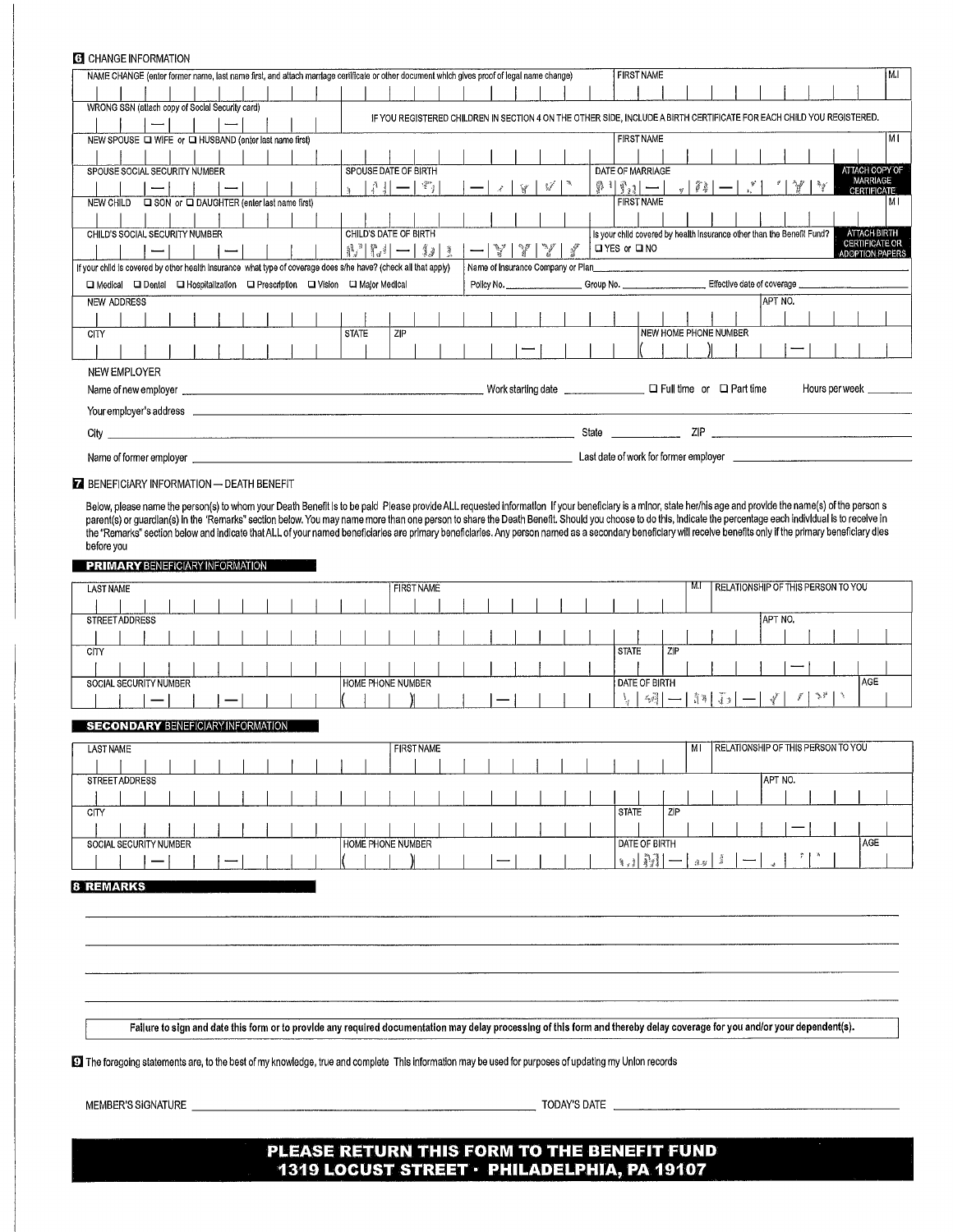## 6 CHANGE INFORMATION

| | |
|---|---|
| NAME CHANGE (enter former name, last name first, and attach marriage certificate or other document which gives proof of legal name change) | FIRST NAME / M.I. |
| WRONG SSN (attach copy of Social Security card) ___ — ___ — ___ | IF YOU REGISTERED CHILDREN IN SECTION 4 ON THE OTHER SIDE, INCLUDE A BIRTH CERTIFICATE FOR EACH CHILD YOU REGISTERED. |
| NEW SPOUSE ☐ WIFE or ☐ HUSBAND (enter last name first) | FIRST NAME / M I |
| SPOUSE SOCIAL SECURITY NUMBER ___ — ___ — ___ | SPOUSE DATE OF BIRTH M M — D D — Y Y Y Y |
| DATE OF MARRIAGE M M — D D — Y Y Y Y | ATTACH COPY OF MARRIAGE CERTIFICATE |
| NEW CHILD ☐ SON or ☐ DAUGHTER (enter last name first) | FIRST NAME / M I |
| CHILD'S SOCIAL SECURITY NUMBER ___ — ___ — ___ | CHILD'S DATE OF BIRTH M M — D D — Y Y Y Y |
| Is your child covered by health insurance other than the Benefit Fund? ☐ YES or ☐ NO | ATTACH BIRTH CERTIFICATE OR ADOPTION PAPERS |
| If your child is covered by other health insurance what type of coverage does s/he have? (check all that apply) ☐ Medical ☐ Dental ☐ Hospitalization ☐ Prescription ☐ Vision ☐ Major Medical | Name of Insurance Company or Plan ______ Policy No. ______ Group No. ______ Effective date of coverage ______ |
| NEW ADDRESS | APT NO. |
| CITY / STATE / ZIP | NEW HOME PHONE NUMBER ( ) — |

NEW EMPLOYER

Name of new employer ______________________ Work starting date ______________ ☐ Full time or ☐ Part time Hours per week ________

Your employer's address ______________________

City ______________________ State ____________ ZIP ______________

Name of former employer ______________________ Last date of work for former employer ______________

## 7 BENEFICIARY INFORMATION — DEATH BENEFIT

Below, please name the person(s) to whom your Death Benefit is to be paid Please provide ALL requested information If your beneficiary is a minor, state her/his age and provide the name(s) of the person s parent(s) or guardian(s) in the "Remarks" section below. You may name more than one person to share the Death Benefit. Should you choose to do this, indicate the percentage each individual is to receive in the "Remarks" section below and indicate that ALL of your named beneficiaries are primary beneficiaries. Any person named as a secondary beneficiary will receive benefits only if the primary beneficiary dies before you

### PRIMARY BENEFICIARY INFORMATION

| | | | |
|---|---|---|---|
| LAST NAME | FIRST NAME | M.I | RELATIONSHIP OF THIS PERSON TO YOU |
| STREET ADDRESS | | | APT NO. |
| CITY | STATE | ZIP | |
| SOCIAL SECURITY NUMBER ___ — ___ — ___ | HOME PHONE NUMBER ( ) — | DATE OF BIRTH M M — D D — Y Y Y Y | AGE |

### SECONDARY BENEFICIARY INFORMATION

| | | | |
|---|---|---|---|
| LAST NAME | FIRST NAME | M I | RELATIONSHIP OF THIS PERSON TO YOU |
| STREET ADDRESS | | | APT NO. |
| CITY | STATE | ZIP | |
| SOCIAL SECURITY NUMBER ___ — ___ — ___ | HOME PHONE NUMBER ( ) — | DATE OF BIRTH M M — D D — Y Y Y Y | AGE |

## 8 REMARKS

______________________________________________

______________________________________________

______________________________________________

______________________________________________

Failure to sign and date this form or to provide any required documentation may delay processing of this form and thereby delay coverage for you and/or your dependent(s).

**9** The foregoing statements are, to the best of my knowledge, true and complete This information may be used for purposes of updating my Union records

MEMBER'S SIGNATURE ______________________ TODAY'S DATE ______________________

**PLEASE RETURN THIS FORM TO THE BENEFIT FUND**
**1319 LOCUST STREET · PHILADELPHIA, PA 19107**